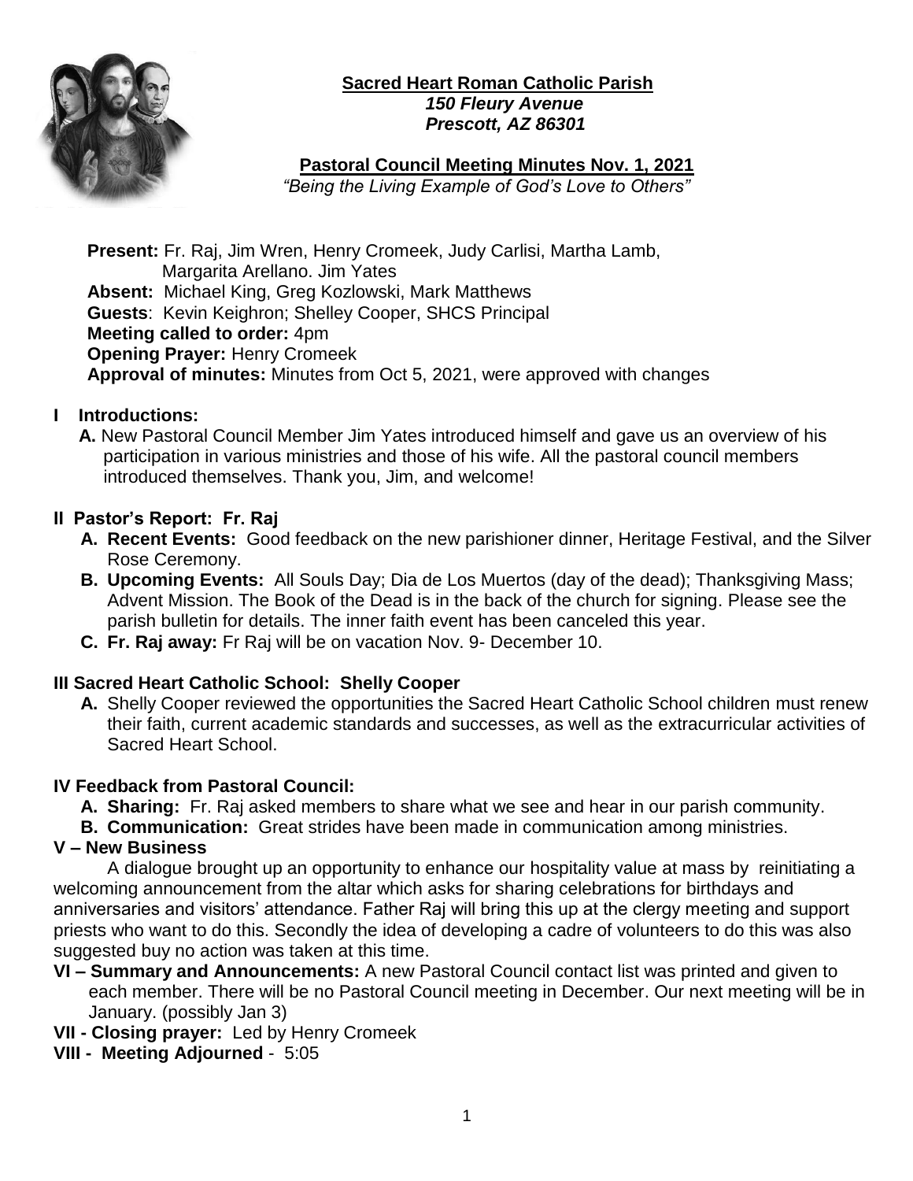**Sacred Heart Roman Catholic Parish**
*150 Fleury Avenue*
*Prescott, AZ 86301*

**Pastoral Council Meeting Minutes Nov. 1, 2021**
*"Being the Living Example of God's Love to Others"*

**Present:** Fr. Raj, Jim Wren, Henry Cromeek, Judy Carlisi, Martha Lamb, Margarita Arellano. Jim Yates
**Absent:** Michael King, Greg Kozlowski, Mark Matthews
**Guests**: Kevin Keighron; Shelley Cooper, SHCS Principal
**Meeting called to order:** 4pm
**Opening Prayer:** Henry Cromeek
**Approval of minutes:** Minutes from Oct 5, 2021, were approved with changes

## I Introductions:

**A.** New Pastoral Council Member Jim Yates introduced himself and gave us an overview of his participation in various ministries and those of his wife. All the pastoral council members introduced themselves. Thank you, Jim, and welcome!

## II Pastor's Report: Fr. Raj

**A. Recent Events:** Good feedback on the new parishioner dinner, Heritage Festival, and the Silver Rose Ceremony.

**B. Upcoming Events:** All Souls Day; Dia de Los Muertos (day of the dead); Thanksgiving Mass; Advent Mission. The Book of the Dead is in the back of the church for signing. Please see the parish bulletin for details. The inner faith event has been canceled this year.

**C. Fr. Raj away:** Fr Raj will be on vacation Nov. 9- December 10.

## III Sacred Heart Catholic School: Shelly Cooper

**A.** Shelly Cooper reviewed the opportunities the Sacred Heart Catholic School children must renew their faith, current academic standards and successes, as well as the extracurricular activities of Sacred Heart School.

## IV Feedback from Pastoral Council:

**A. Sharing:** Fr. Raj asked members to share what we see and hear in our parish community.

**B. Communication:** Great strides have been made in communication among ministries.

## V – New Business

A dialogue brought up an opportunity to enhance our hospitality value at mass by reinitiating a welcoming announcement from the altar which asks for sharing celebrations for birthdays and anniversaries and visitors' attendance. Father Raj will bring this up at the clergy meeting and support priests who want to do this. Secondly the idea of developing a cadre of volunteers to do this was also suggested buy no action was taken at this time.

**VI – Summary and Announcements:** A new Pastoral Council contact list was printed and given to each member. There will be no Pastoral Council meeting in December. Our next meeting will be in January. (possibly Jan 3)

**VII - Closing prayer:** Led by Henry Cromeek

**VIII - Meeting Adjourned** - 5:05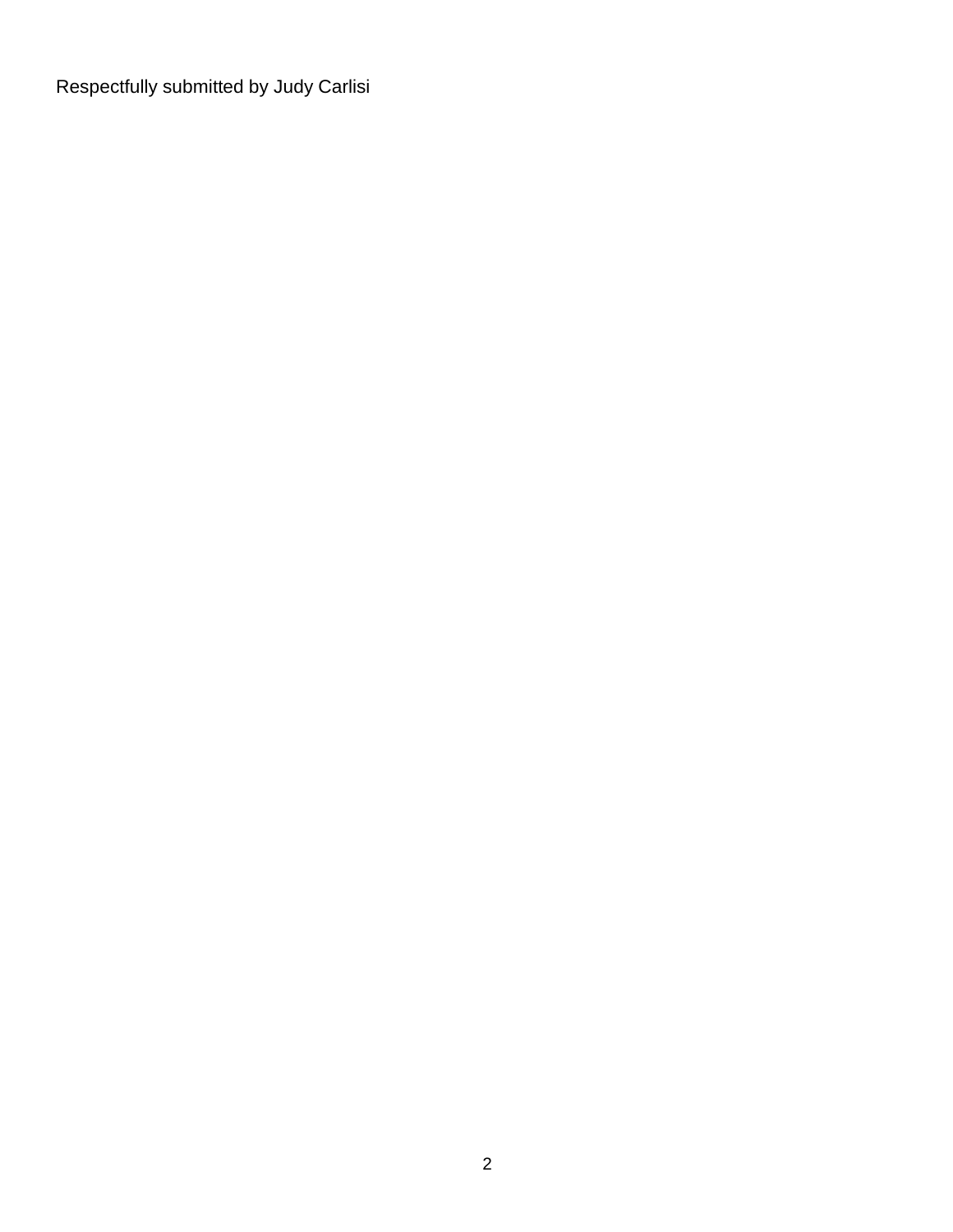Respectfully submitted by Judy Carlisi